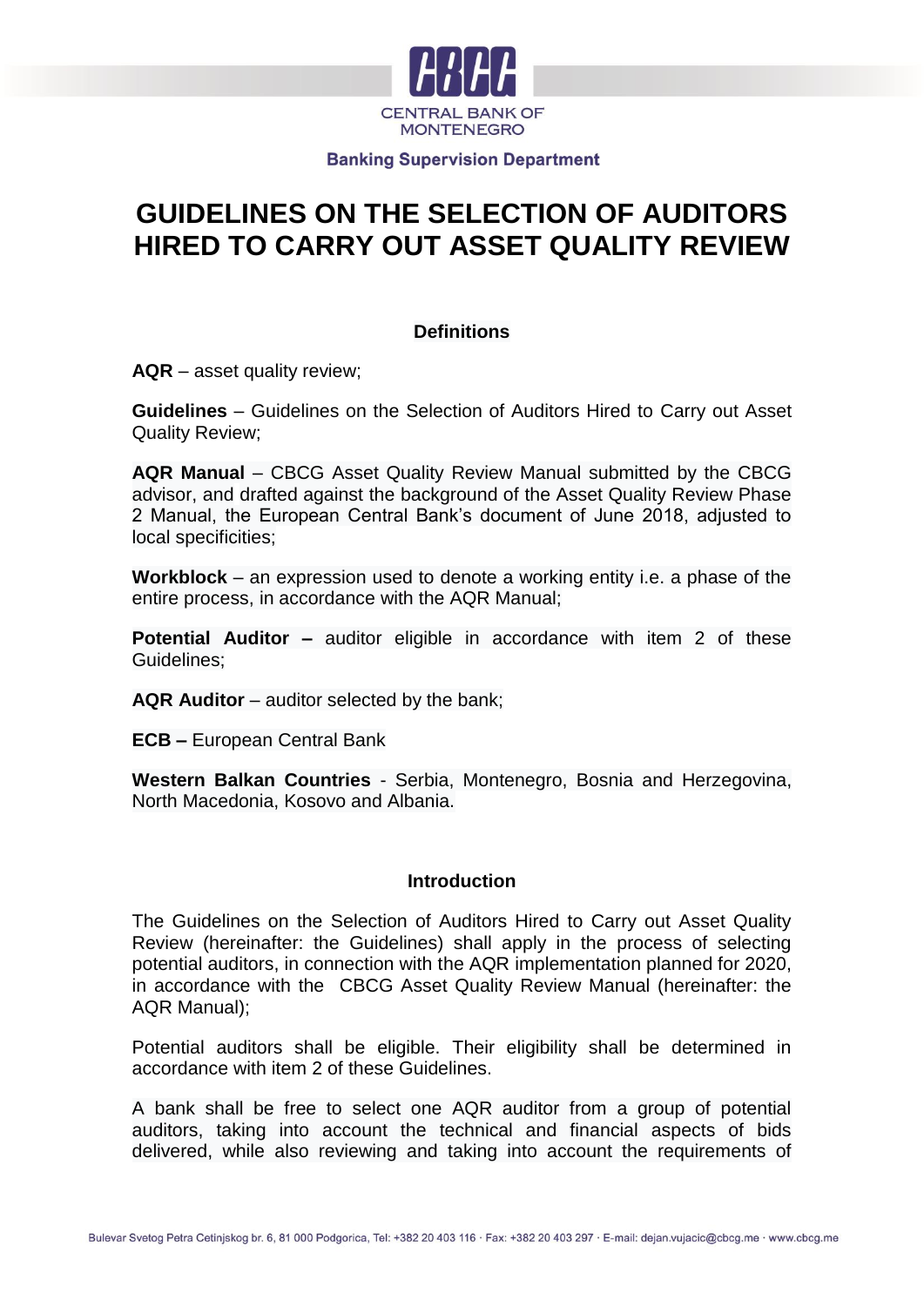CENTRAL BANK OF MONTENEGRO

**Banking Supervision Department**

# GUIDELINES ON THE SELECTION OF AUDITORS HIRED TO CARRY OUT ASSET QUALITY REVIEW

## Definitions

**AQR** – asset quality review;

**Guidelines** – Guidelines on the Selection of Auditors Hired to Carry out Asset Quality Review;

**AQR Manual** – CBCG Asset Quality Review Manual submitted by the CBCG advisor, and drafted against the background of the Asset Quality Review Phase 2 Manual, the European Central Bank's document of June 2018, adjusted to local specificities;

**Workblock** – an expression used to denote a working entity i.e. a phase of the entire process, in accordance with the AQR Manual;

**Potential Auditor –** auditor eligible in accordance with item 2 of these Guidelines;

**AQR Auditor** – auditor selected by the bank;

**ECB –** European Central Bank

**Western Balkan Countries** - Serbia, Montenegro, Bosnia and Herzegovina, North Macedonia, Kosovo and Albania.

## Introduction

The Guidelines on the Selection of Auditors Hired to Carry out Asset Quality Review (hereinafter: the Guidelines) shall apply in the process of selecting potential auditors, in connection with the AQR implementation planned for 2020, in accordance with the CBCG Asset Quality Review Manual (hereinafter: the AQR Manual);

Potential auditors shall be eligible. Their eligibility shall be determined in accordance with item 2 of these Guidelines.

A bank shall be free to select one AQR auditor from a group of potential auditors, taking into account the technical and financial aspects of bids delivered, while also reviewing and taking into account the requirements of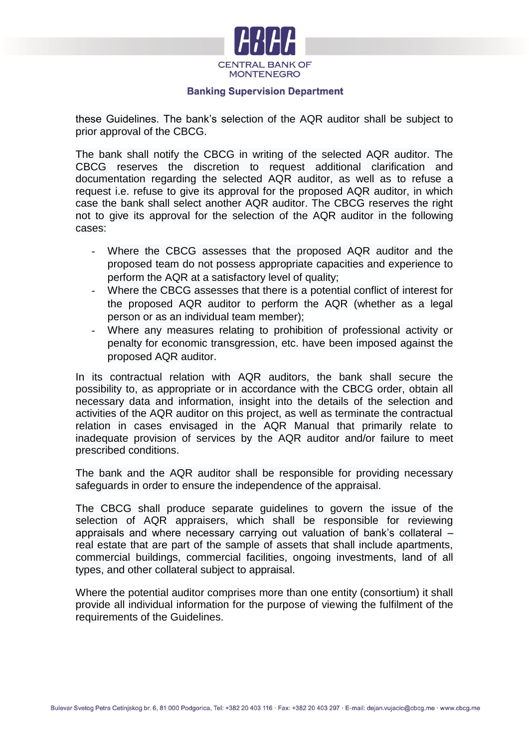these Guidelines. The bank's selection of the AQR auditor shall be subject to prior approval of the CBCG.

The bank shall notify the CBCG in writing of the selected AQR auditor. The CBCG reserves the discretion to request additional clarification and documentation regarding the selected AQR auditor, as well as to refuse a request i.e. refuse to give its approval for the proposed AQR auditor, in which case the bank shall select another AQR auditor. The CBCG reserves the right not to give its approval for the selection of the AQR auditor in the following cases:

- Where the CBCG assesses that the proposed AQR auditor and the proposed team do not possess appropriate capacities and experience to perform the AQR at a satisfactory level of quality;
- Where the CBCG assesses that there is a potential conflict of interest for the proposed AQR auditor to perform the AQR (whether as a legal person or as an individual team member);
- Where any measures relating to prohibition of professional activity or penalty for economic transgression, etc. have been imposed against the proposed AQR auditor.

In its contractual relation with AQR auditors, the bank shall secure the possibility to, as appropriate or in accordance with the CBCG order, obtain all necessary data and information, insight into the details of the selection and activities of the AQR auditor on this project, as well as terminate the contractual relation in cases envisaged in the AQR Manual that primarily relate to inadequate provision of services by the AQR auditor and/or failure to meet prescribed conditions.

The bank and the AQR auditor shall be responsible for providing necessary safeguards in order to ensure the independence of the appraisal.

The CBCG shall produce separate guidelines to govern the issue of the selection of AQR appraisers, which shall be responsible for reviewing appraisals and where necessary carrying out valuation of bank's collateral – real estate that are part of the sample of assets that shall include apartments, commercial buildings, commercial facilities, ongoing investments, land of all types, and other collateral subject to appraisal.

Where the potential auditor comprises more than one entity (consortium) it shall provide all individual information for the purpose of viewing the fulfilment of the requirements of the Guidelines.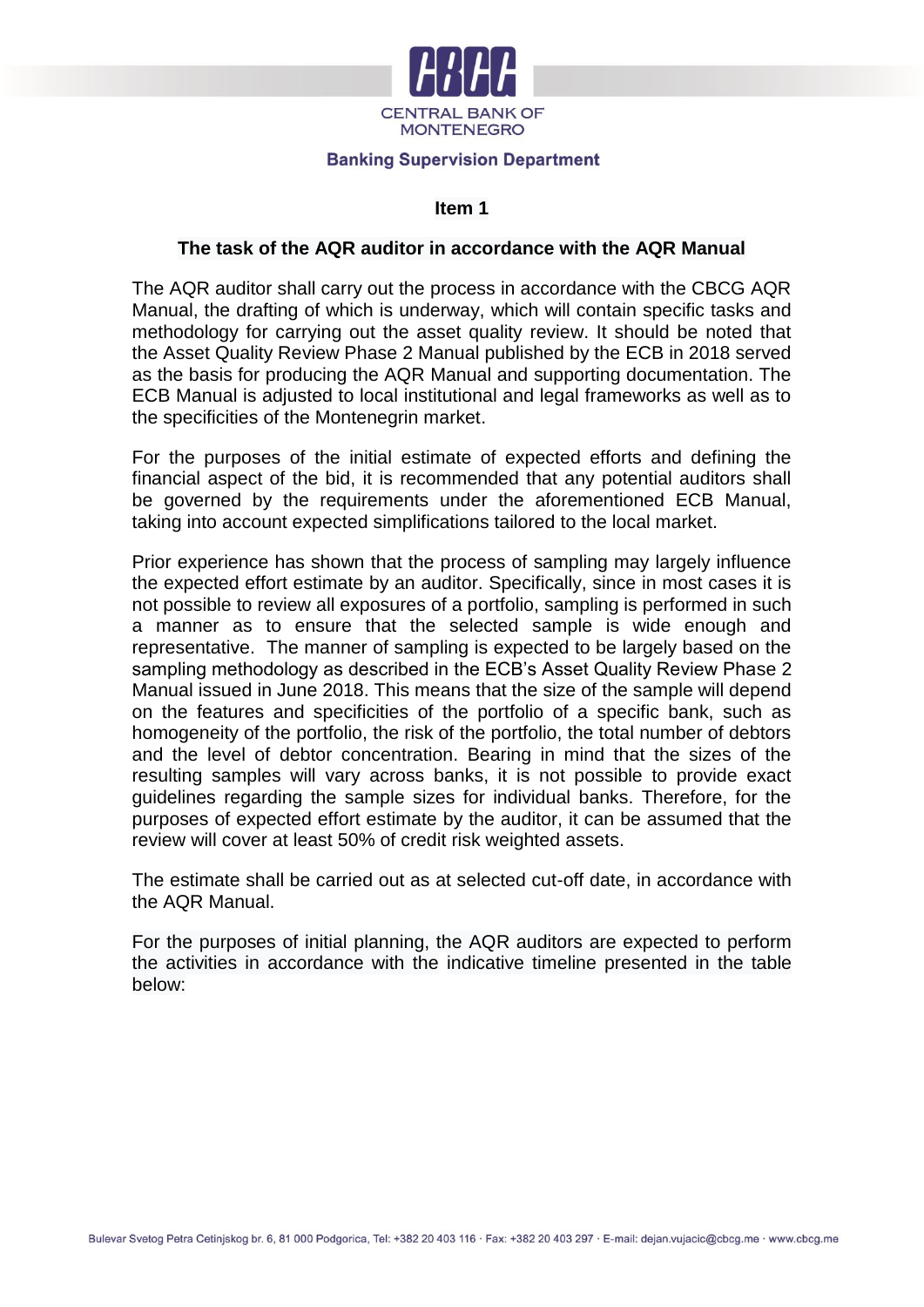## Item 1

### The task of the AQR auditor in accordance with the AQR Manual

The AQR auditor shall carry out the process in accordance with the CBCG AQR Manual, the drafting of which is underway, which will contain specific tasks and methodology for carrying out the asset quality review. It should be noted that the Asset Quality Review Phase 2 Manual published by the ECB in 2018 served as the basis for producing the AQR Manual and supporting documentation. The ECB Manual is adjusted to local institutional and legal frameworks as well as to the specificities of the Montenegrin market.

For the purposes of the initial estimate of expected efforts and defining the financial aspect of the bid, it is recommended that any potential auditors shall be governed by the requirements under the aforementioned ECB Manual, taking into account expected simplifications tailored to the local market.

Prior experience has shown that the process of sampling may largely influence the expected effort estimate by an auditor. Specifically, since in most cases it is not possible to review all exposures of a portfolio, sampling is performed in such a manner as to ensure that the selected sample is wide enough and representative. The manner of sampling is expected to be largely based on the sampling methodology as described in the ECB's Asset Quality Review Phase 2 Manual issued in June 2018. This means that the size of the sample will depend on the features and specificities of the portfolio of a specific bank, such as homogeneity of the portfolio, the risk of the portfolio, the total number of debtors and the level of debtor concentration. Bearing in mind that the sizes of the resulting samples will vary across banks, it is not possible to provide exact guidelines regarding the sample sizes for individual banks. Therefore, for the purposes of expected effort estimate by the auditor, it can be assumed that the review will cover at least 50% of credit risk weighted assets.

The estimate shall be carried out as at selected cut-off date, in accordance with the AQR Manual.

For the purposes of initial planning, the AQR auditors are expected to perform the activities in accordance with the indicative timeline presented in the table below: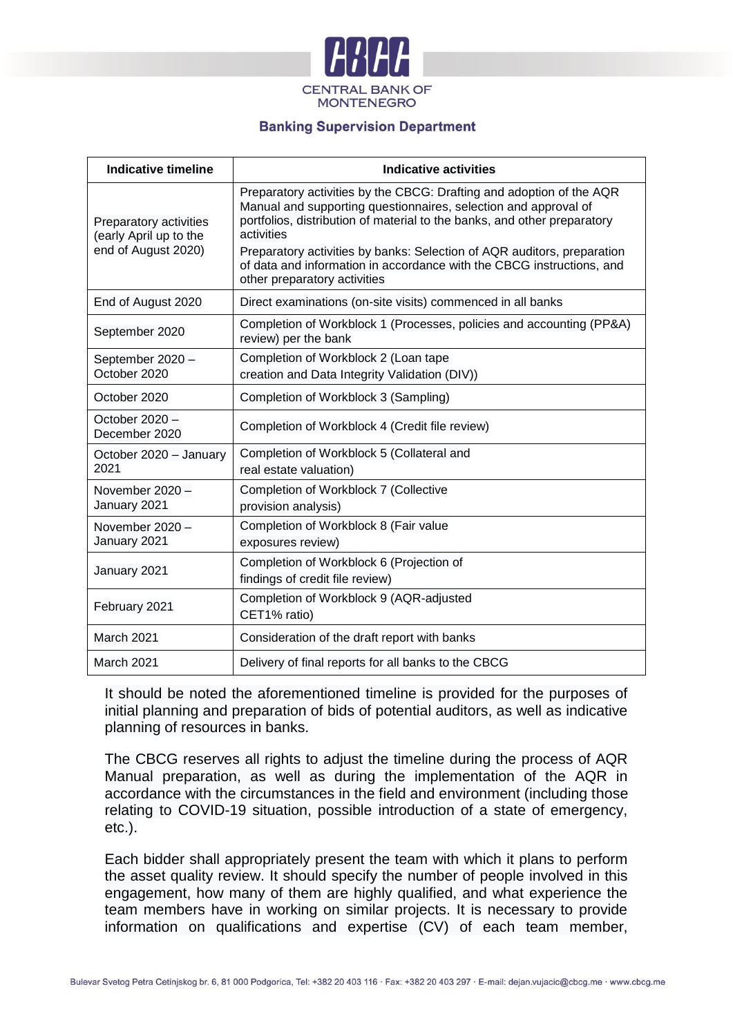| Indicative timeline | Indicative activities |
|---|---|
| Preparatory activities (early April up to the end of August 2020) | Preparatory activities by the CBCG: Drafting and adoption of the AQR Manual and supporting questionnaires, selection and approval of portfolios, distribution of material to the banks, and other preparatory activities<br>Preparatory activities by banks: Selection of AQR auditors, preparation of data and information in accordance with the CBCG instructions, and other preparatory activities |
| End of August 2020 | Direct examinations (on-site visits) commenced in all banks |
| September 2020 | Completion of Workblock 1 (Processes, policies and accounting (PP&A) review) per the bank |
| September 2020 – October 2020 | Completion of Workblock 2 (Loan tape creation and Data Integrity Validation (DIV)) |
| October 2020 | Completion of Workblock 3 (Sampling) |
| October 2020 – December 2020 | Completion of Workblock 4 (Credit file review) |
| October 2020 – January 2021 | Completion of Workblock 5 (Collateral and real estate valuation) |
| November 2020 – January 2021 | Completion of Workblock 7 (Collective provision analysis) |
| November 2020 – January 2021 | Completion of Workblock 8 (Fair value exposures review) |
| January 2021 | Completion of Workblock 6 (Projection of findings of credit file review) |
| February 2021 | Completion of Workblock 9 (AQR-adjusted CET1% ratio) |
| March 2021 | Consideration of the draft report with banks |
| March 2021 | Delivery of final reports for all banks to the CBCG |

It should be noted the aforementioned timeline is provided for the purposes of initial planning and preparation of bids of potential auditors, as well as indicative planning of resources in banks.

The CBCG reserves all rights to adjust the timeline during the process of AQR Manual preparation, as well as during the implementation of the AQR in accordance with the circumstances in the field and environment (including those relating to COVID-19 situation, possible introduction of a state of emergency, etc.).

Each bidder shall appropriately present the team with which it plans to perform the asset quality review. It should specify the number of people involved in this engagement, how many of them are highly qualified, and what experience the team members have in working on similar projects. It is necessary to provide information on qualifications and expertise (CV) of each team member,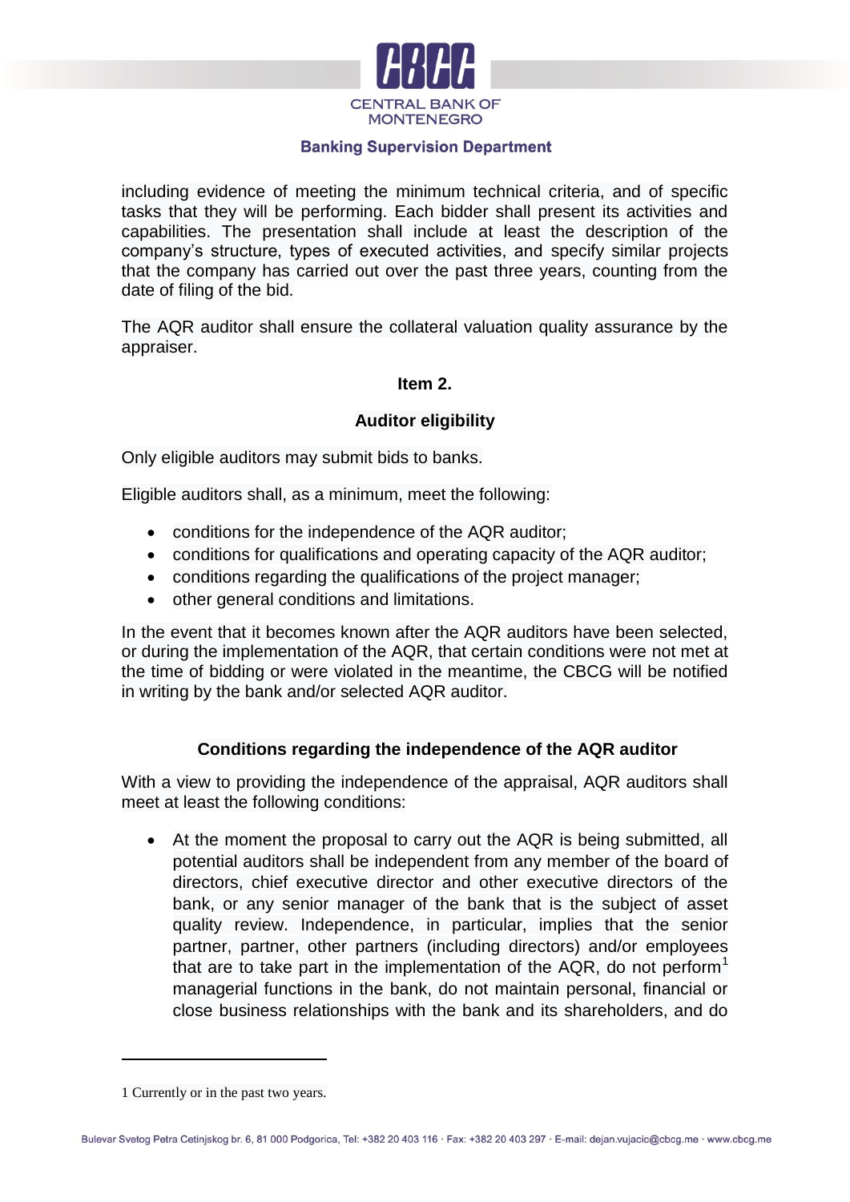including evidence of meeting the minimum technical criteria, and of specific tasks that they will be performing. Each bidder shall present its activities and capabilities. The presentation shall include at least the description of the company's structure, types of executed activities, and specify similar projects that the company has carried out over the past three years, counting from the date of filing of the bid.

The AQR auditor shall ensure the collateral valuation quality assurance by the appraiser.

**Item 2.**

**Auditor eligibility**

Only eligible auditors may submit bids to banks.

Eligible auditors shall, as a minimum, meet the following:

- conditions for the independence of the AQR auditor;
- conditions for qualifications and operating capacity of the AQR auditor;
- conditions regarding the qualifications of the project manager;
- other general conditions and limitations.

In the event that it becomes known after the AQR auditors have been selected, or during the implementation of the AQR, that certain conditions were not met at the time of bidding or were violated in the meantime, the CBCG will be notified in writing by the bank and/or selected AQR auditor.

**Conditions regarding the independence of the AQR auditor**

With a view to providing the independence of the appraisal, AQR auditors shall meet at least the following conditions:

- At the moment the proposal to carry out the AQR is being submitted, all potential auditors shall be independent from any member of the board of directors, chief executive director and other executive directors of the bank, or any senior manager of the bank that is the subject of asset quality review. Independence, in particular, implies that the senior partner, partner, other partners (including directors) and/or employees that are to take part in the implementation of the AQR, do not perform[1] managerial functions in the bank, do not maintain personal, financial or close business relationships with the bank and its shareholders, and do

---

1 Currently or in the past two years.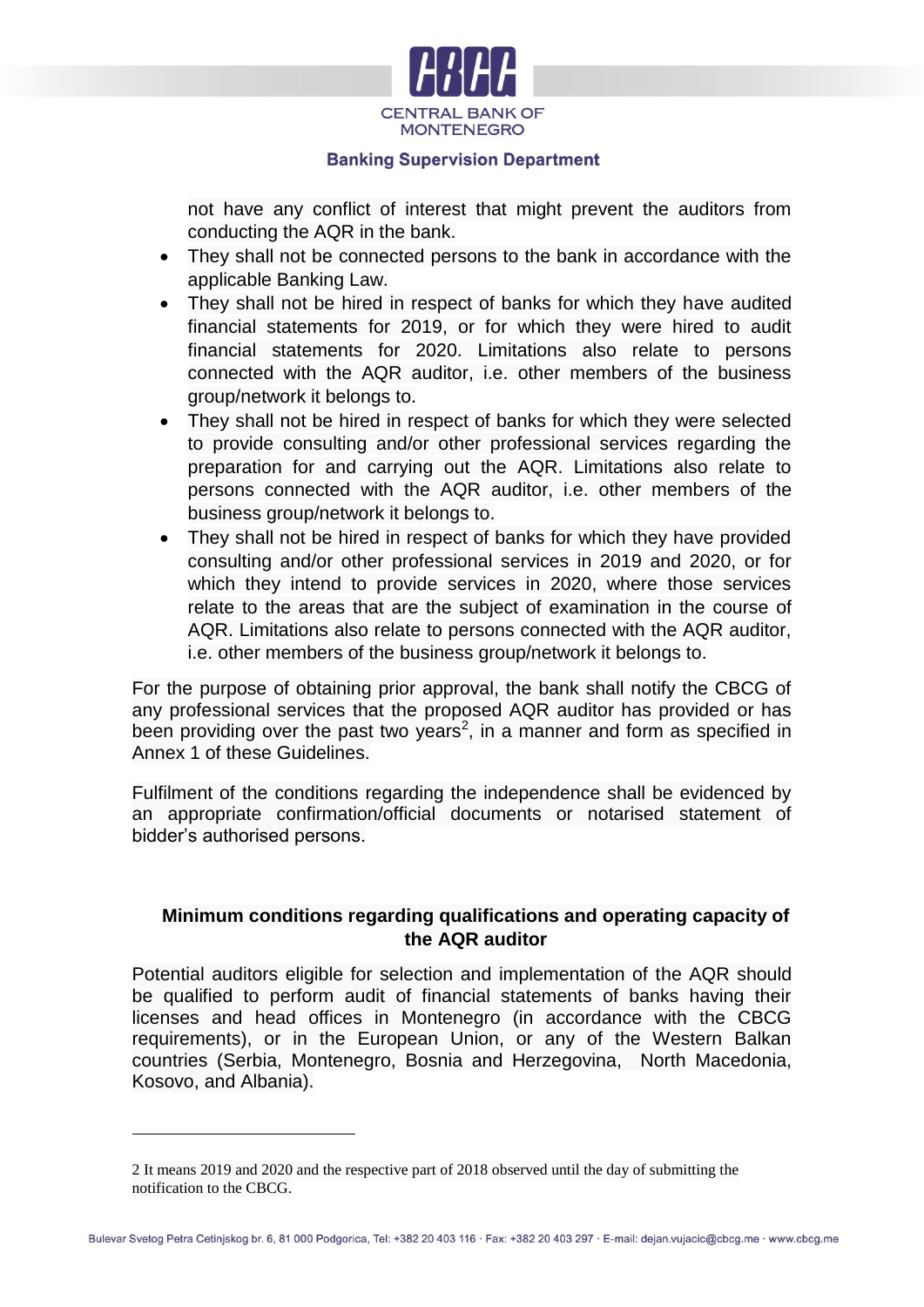not have any conflict of interest that might prevent the auditors from conducting the AQR in the bank.

- They shall not be connected persons to the bank in accordance with the applicable Banking Law.
- They shall not be hired in respect of banks for which they have audited financial statements for 2019, or for which they were hired to audit financial statements for 2020. Limitations also relate to persons connected with the AQR auditor, i.e. other members of the business group/network it belongs to.
- They shall not be hired in respect of banks for which they were selected to provide consulting and/or other professional services regarding the preparation for and carrying out the AQR. Limitations also relate to persons connected with the AQR auditor, i.e. other members of the business group/network it belongs to.
- They shall not be hired in respect of banks for which they have provided consulting and/or other professional services in 2019 and 2020, or for which they intend to provide services in 2020, where those services relate to the areas that are the subject of examination in the course of AQR. Limitations also relate to persons connected with the AQR auditor, i.e. other members of the business group/network it belongs to.

For the purpose of obtaining prior approval, the bank shall notify the CBCG of any professional services that the proposed AQR auditor has provided or has been providing over the past two years[2], in a manner and form as specified in Annex 1 of these Guidelines.

Fulfilment of the conditions regarding the independence shall be evidenced by an appropriate confirmation/official documents or notarised statement of bidder's authorised persons.

## Minimum conditions regarding qualifications and operating capacity of the AQR auditor

Potential auditors eligible for selection and implementation of the AQR should be qualified to perform audit of financial statements of banks having their licenses and head offices in Montenegro (in accordance with the CBCG requirements), or in the European Union, or any of the Western Balkan countries (Serbia, Montenegro, Bosnia and Herzegovina, North Macedonia, Kosovo, and Albania).

---

2 It means 2019 and 2020 and the respective part of 2018 observed until the day of submitting the notification to the CBCG.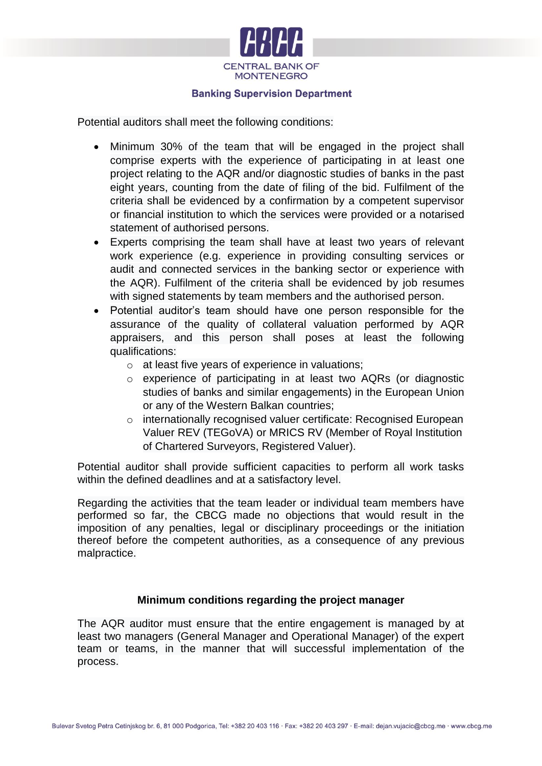Potential auditors shall meet the following conditions:

- Minimum 30% of the team that will be engaged in the project shall comprise experts with the experience of participating in at least one project relating to the AQR and/or diagnostic studies of banks in the past eight years, counting from the date of filing of the bid. Fulfilment of the criteria shall be evidenced by a confirmation by a competent supervisor or financial institution to which the services were provided or a notarised statement of authorised persons.
- Experts comprising the team shall have at least two years of relevant work experience (e.g. experience in providing consulting services or audit and connected services in the banking sector or experience with the AQR). Fulfilment of the criteria shall be evidenced by job resumes with signed statements by team members and the authorised person.
- Potential auditor's team should have one person responsible for the assurance of the quality of collateral valuation performed by AQR appraisers, and this person shall poses at least the following qualifications:
  - at least five years of experience in valuations;
  - experience of participating in at least two AQRs (or diagnostic studies of banks and similar engagements) in the European Union or any of the Western Balkan countries;
  - internationally recognised valuer certificate: Recognised European Valuer REV (TEGoVA) or MRICS RV (Member of Royal Institution of Chartered Surveyors, Registered Valuer).

Potential auditor shall provide sufficient capacities to perform all work tasks within the defined deadlines and at a satisfactory level.

Regarding the activities that the team leader or individual team members have performed so far, the CBCG made no objections that would result in the imposition of any penalties, legal or disciplinary proceedings or the initiation thereof before the competent authorities, as a consequence of any previous malpractice.

**Minimum conditions regarding the project manager**

The AQR auditor must ensure that the entire engagement is managed by at least two managers (General Manager and Operational Manager) of the expert team or teams, in the manner that will successful implementation of the process.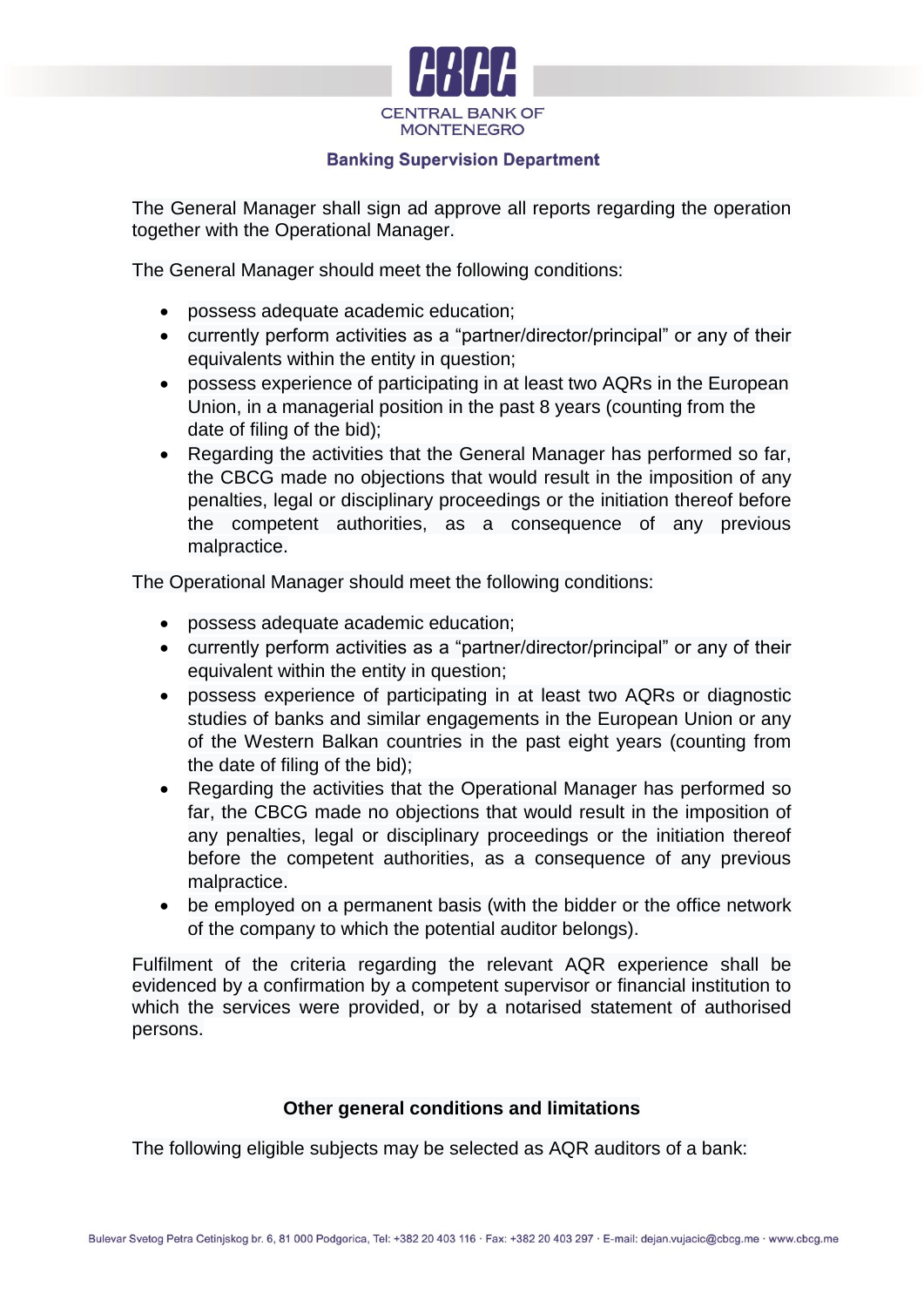The General Manager shall sign ad approve all reports regarding the operation together with the Operational Manager.

The General Manager should meet the following conditions:

- possess adequate academic education;
- currently perform activities as a "partner/director/principal" or any of their equivalents within the entity in question;
- possess experience of participating in at least two AQRs in the European Union, in a managerial position in the past 8 years (counting from the date of filing of the bid);
- Regarding the activities that the General Manager has performed so far, the CBCG made no objections that would result in the imposition of any penalties, legal or disciplinary proceedings or the initiation thereof before the competent authorities, as a consequence of any previous malpractice.

The Operational Manager should meet the following conditions:

- possess adequate academic education;
- currently perform activities as a "partner/director/principal" or any of their equivalent within the entity in question;
- possess experience of participating in at least two AQRs or diagnostic studies of banks and similar engagements in the European Union or any of the Western Balkan countries in the past eight years (counting from the date of filing of the bid);
- Regarding the activities that the Operational Manager has performed so far, the CBCG made no objections that would result in the imposition of any penalties, legal or disciplinary proceedings or the initiation thereof before the competent authorities, as a consequence of any previous malpractice.
- be employed on a permanent basis (with the bidder or the office network of the company to which the potential auditor belongs).

Fulfilment of the criteria regarding the relevant AQR experience shall be evidenced by a confirmation by a competent supervisor or financial institution to which the services were provided, or by a notarised statement of authorised persons.

## Other general conditions and limitations

The following eligible subjects may be selected as AQR auditors of a bank: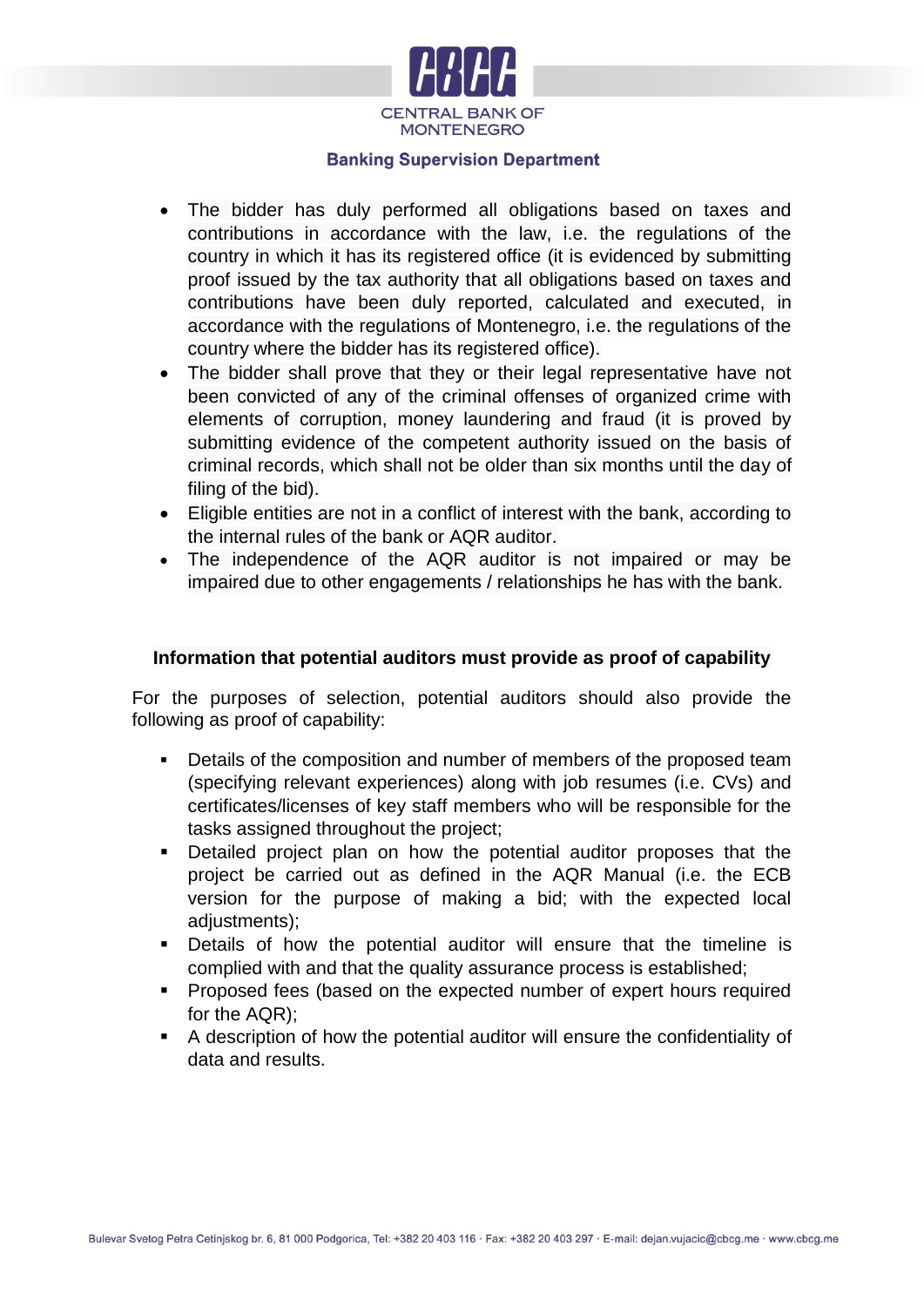- The bidder has duly performed all obligations based on taxes and contributions in accordance with the law, i.e. the regulations of the country in which it has its registered office (it is evidenced by submitting proof issued by the tax authority that all obligations based on taxes and contributions have been duly reported, calculated and executed, in accordance with the regulations of Montenegro, i.e. the regulations of the country where the bidder has its registered office).
- The bidder shall prove that they or their legal representative have not been convicted of any of the criminal offenses of organized crime with elements of corruption, money laundering and fraud (it is proved by submitting evidence of the competent authority issued on the basis of criminal records, which shall not be older than six months until the day of filing of the bid).
- Eligible entities are not in a conflict of interest with the bank, according to the internal rules of the bank or AQR auditor.
- The independence of the AQR auditor is not impaired or may be impaired due to other engagements / relationships he has with the bank.

**Information that potential auditors must provide as proof of capability**

For the purposes of selection, potential auditors should also provide the following as proof of capability:

- Details of the composition and number of members of the proposed team (specifying relevant experiences) along with job resumes (i.e. CVs) and certificates/licenses of key staff members who will be responsible for the tasks assigned throughout the project;
- Detailed project plan on how the potential auditor proposes that the project be carried out as defined in the AQR Manual (i.e. the ECB version for the purpose of making a bid; with the expected local adjustments);
- Details of how the potential auditor will ensure that the timeline is complied with and that the quality assurance process is established;
- Proposed fees (based on the expected number of expert hours required for the AQR);
- A description of how the potential auditor will ensure the confidentiality of data and results.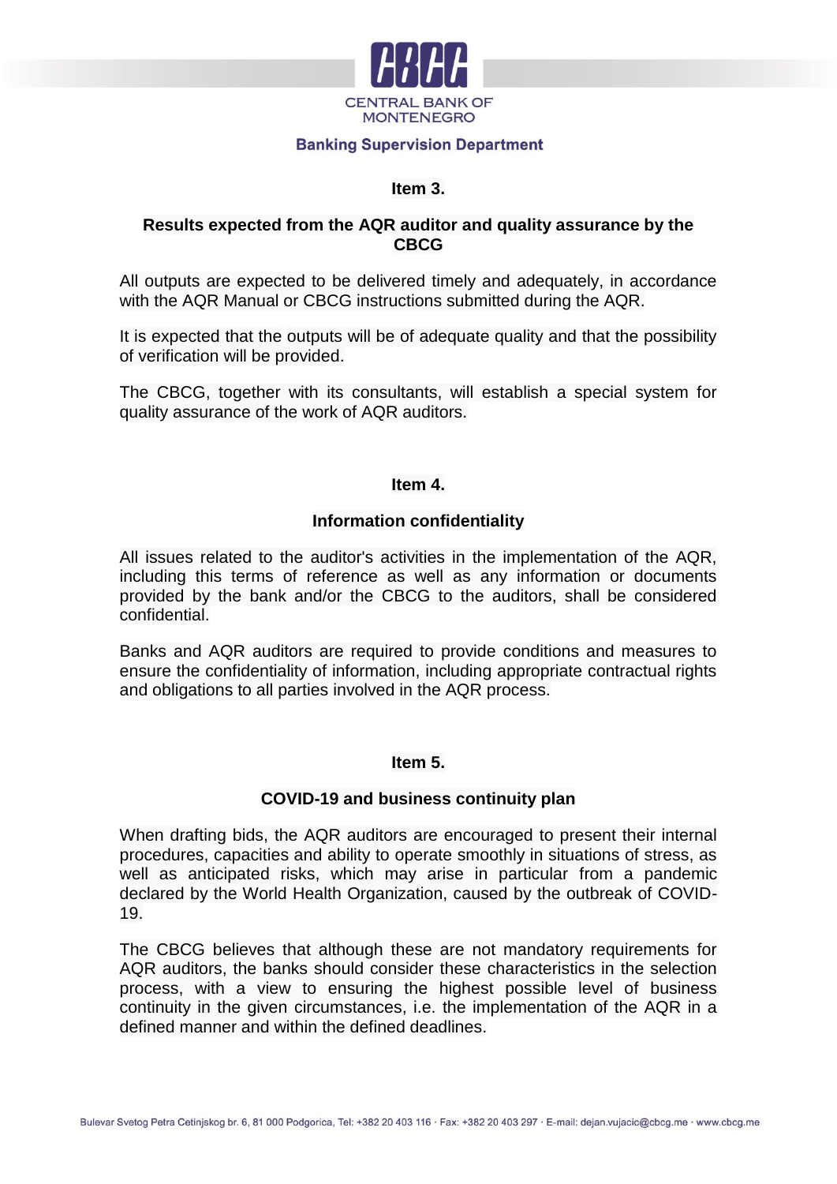## Item 3.

### Results expected from the AQR auditor and quality assurance by the CBCG

All outputs are expected to be delivered timely and adequately, in accordance with the AQR Manual or CBCG instructions submitted during the AQR.

It is expected that the outputs will be of adequate quality and that the possibility of verification will be provided.

The CBCG, together with its consultants, will establish a special system for quality assurance of the work of AQR auditors.

## Item 4.

### Information confidentiality

All issues related to the auditor's activities in the implementation of the AQR, including this terms of reference as well as any information or documents provided by the bank and/or the CBCG to the auditors, shall be considered confidential.

Banks and AQR auditors are required to provide conditions and measures to ensure the confidentiality of information, including appropriate contractual rights and obligations to all parties involved in the AQR process.

## Item 5.

### COVID-19 and business continuity plan

When drafting bids, the AQR auditors are encouraged to present their internal procedures, capacities and ability to operate smoothly in situations of stress, as well as anticipated risks, which may arise in particular from a pandemic declared by the World Health Organization, caused by the outbreak of COVID-19.

The CBCG believes that although these are not mandatory requirements for AQR auditors, the banks should consider these characteristics in the selection process, with a view to ensuring the highest possible level of business continuity in the given circumstances, i.e. the implementation of the AQR in a defined manner and within the defined deadlines.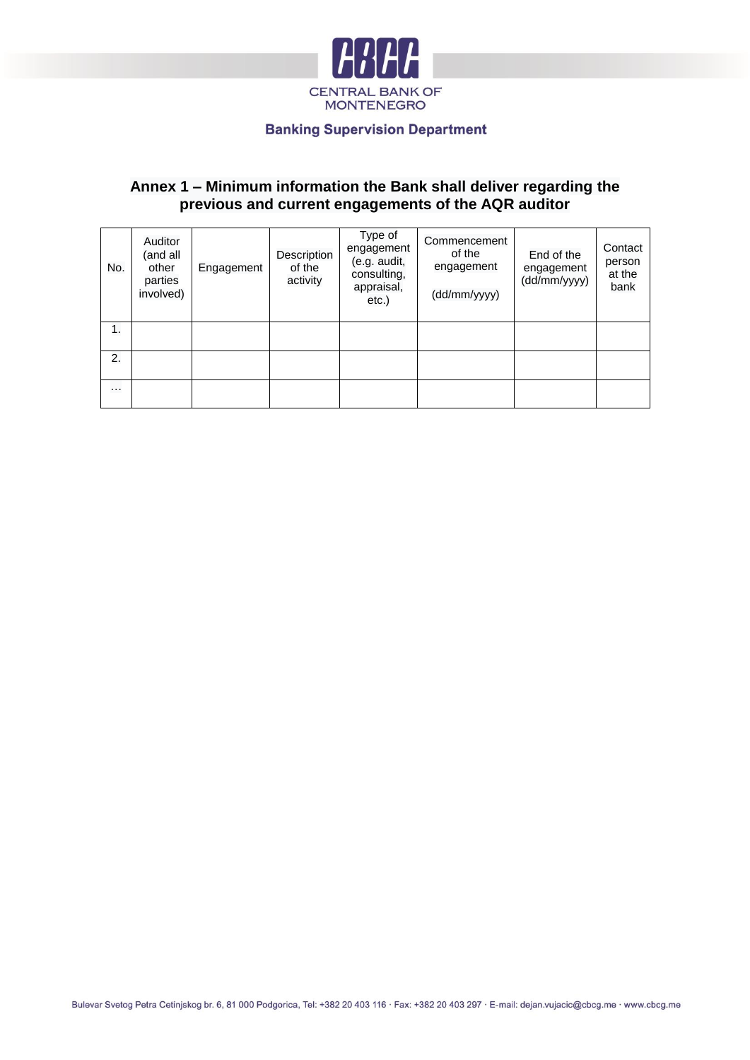## Annex 1 – Minimum information the Bank shall deliver regarding the previous and current engagements of the AQR auditor

| No. | Auditor (and all other parties involved) | Engagement | Description of the activity | Type of engagement (e.g. audit, consulting, appraisal, etc.) | Commencement of the engagement (dd/mm/yyyy) | End of the engagement (dd/mm/yyyy) | Contact person at the bank |
|---|---|---|---|---|---|---|---|
| 1. | | | | | | | |
| 2. | | | | | | | |
| … | | | | | | | |